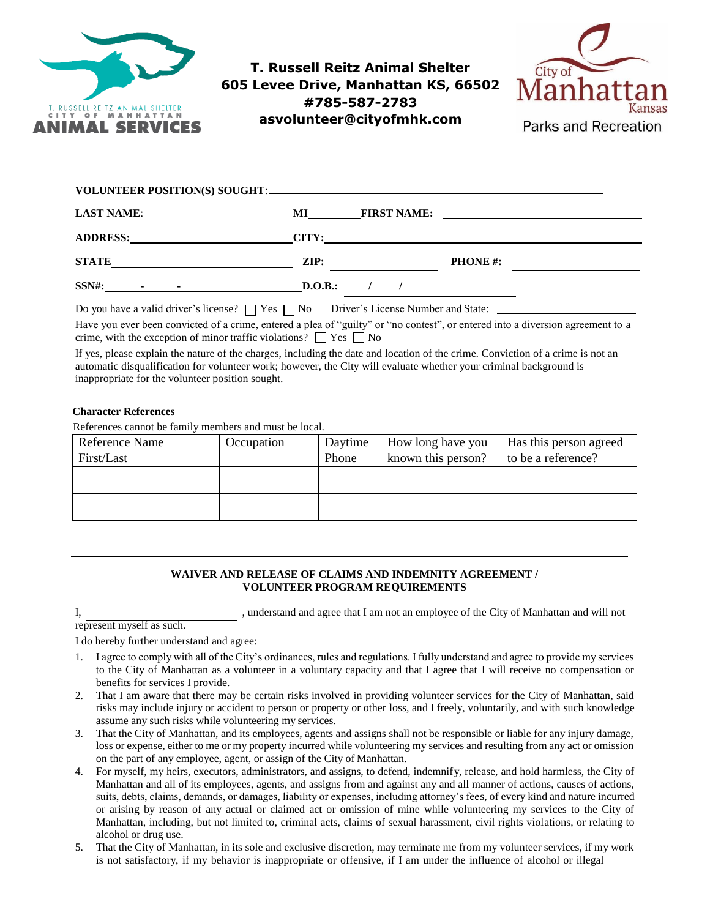**T. Russell Reitz Animal Shelter**
**605 Levee Drive, Manhattan KS, 66502**
**#785-587-2783**
**asvolunteer@cityofmhk.com**

T. RUSSELL REITZ ANIMAL SHELTER
CITY OF MANHATTAN
ANIMAL SERVICES

City of Manhattan Kansas
Parks and Recreation

**VOLUNTEER POSITION(S) SOUGHT**: ______________________________

**LAST NAME**: ____________ **MI** ______ **FIRST NAME:** ____________

**ADDRESS:** ____________ **CITY:** ____________

**STATE** ____________ **ZIP:** ____________ **PHONE #:** ____________

**SSN#:** ___ - ___ - ___ **D.O.B.:** ___ / ___ / ___

Do you have a valid driver's license? ☐ Yes ☐ No Driver's License Number and State: ____________

Have you ever been convicted of a crime, entered a plea of "guilty" or "no contest", or entered into a diversion agreement to a crime, with the exception of minor traffic violations? ☐ Yes ☐ No

If yes, please explain the nature of the charges, including the date and location of the crime. Conviction of a crime is not an automatic disqualification for volunteer work; however, the City will evaluate whether your criminal background is inappropriate for the volunteer position sought.

**Character References**

References cannot be family members and must be local.

| Reference Name First/Last | Occupation | Daytime Phone | How long have you known this person? | Has this person agreed to be a reference? |
|---|---|---|---|---|
| | | | | |
| | | | | |

**WAIVER AND RELEASE OF CLAIMS AND INDEMNITY AGREEMENT / VOLUNTEER PROGRAM REQUIREMENTS**

I, ______________________, understand and agree that I am not an employee of the City of Manhattan and will not represent myself as such.

I do hereby further understand and agree:

1. I agree to comply with all of the City's ordinances, rules and regulations. I fully understand and agree to provide my services to the City of Manhattan as a volunteer in a voluntary capacity and that I agree that I will receive no compensation or benefits for services I provide.
2. That I am aware that there may be certain risks involved in providing volunteer services for the City of Manhattan, said risks may include injury or accident to person or property or other loss, and I freely, voluntarily, and with such knowledge assume any such risks while volunteering my services.
3. That the City of Manhattan, and its employees, agents and assigns shall not be responsible or liable for any injury damage, loss or expense, either to me or my property incurred while volunteering my services and resulting from any act or omission on the part of any employee, agent, or assign of the City of Manhattan.
4. For myself, my heirs, executors, administrators, and assigns, to defend, indemnify, release, and hold harmless, the City of Manhattan and all of its employees, agents, and assigns from and against any and all manner of actions, causes of actions, suits, debts, claims, demands, or damages, liability or expenses, including attorney's fees, of every kind and nature incurred or arising by reason of any actual or claimed act or omission of mine while volunteering my services to the City of Manhattan, including, but not limited to, criminal acts, claims of sexual harassment, civil rights violations, or relating to alcohol or drug use.
5. That the City of Manhattan, in its sole and exclusive discretion, may terminate me from my volunteer services, if my work is not satisfactory, if my behavior is inappropriate or offensive, if I am under the influence of alcohol or illegal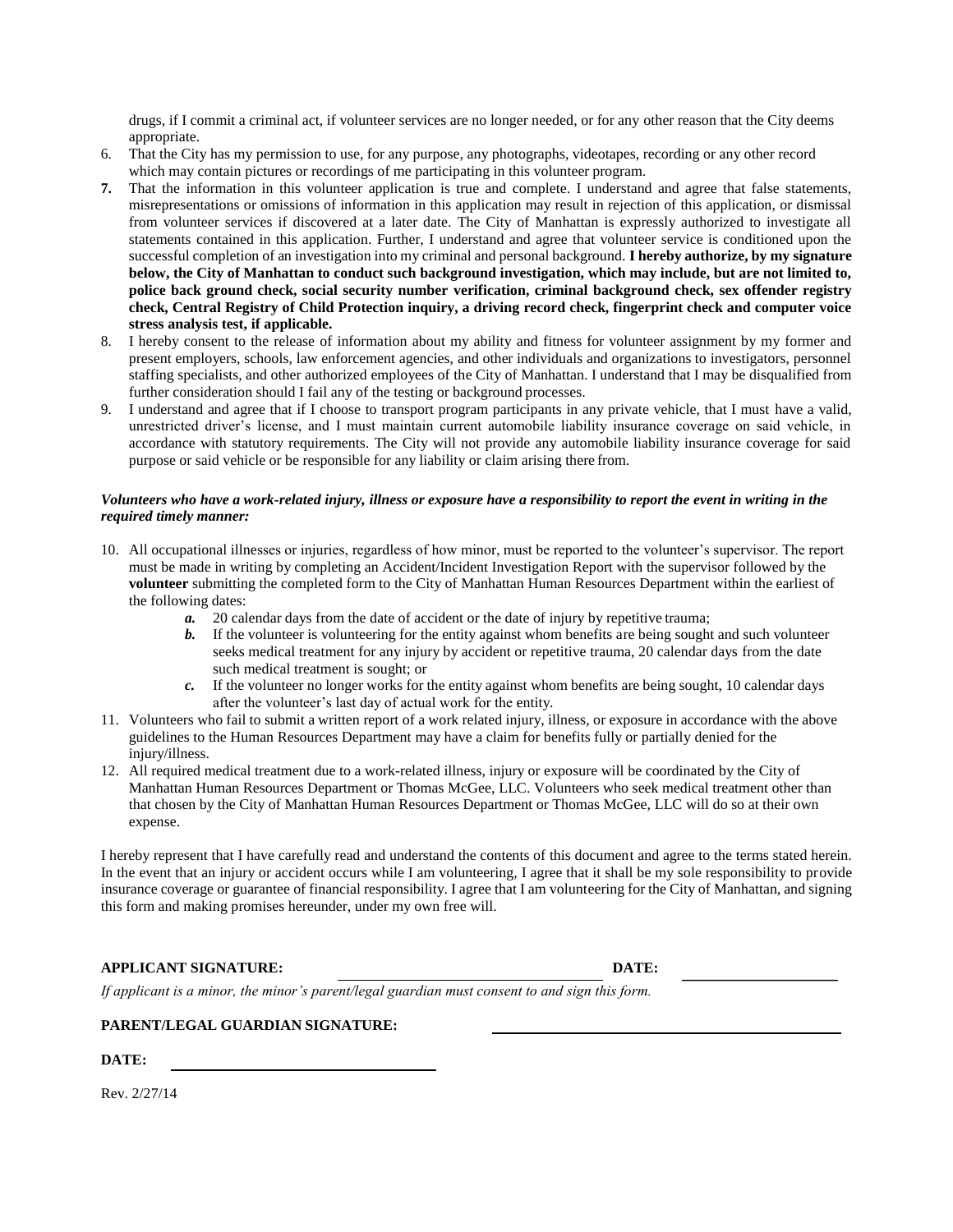drugs, if I commit a criminal act, if volunteer services are no longer needed, or for any other reason that the City deems appropriate.

6. That the City has my permission to use, for any purpose, any photographs, videotapes, recording or any other record which may contain pictures or recordings of me participating in this volunteer program.
7. That the information in this volunteer application is true and complete. I understand and agree that false statements, misrepresentations or omissions of information in this application may result in rejection of this application, or dismissal from volunteer services if discovered at a later date. The City of Manhattan is expressly authorized to investigate all statements contained in this application. Further, I understand and agree that volunteer service is conditioned upon the successful completion of an investigation into my criminal and personal background. **I hereby authorize, by my signature below, the City of Manhattan to conduct such background investigation, which may include, but are not limited to, police back ground check, social security number verification, criminal background check, sex offender registry check, Central Registry of Child Protection inquiry, a driving record check, fingerprint check and computer voice stress analysis test, if applicable.**
8. I hereby consent to the release of information about my ability and fitness for volunteer assignment by my former and present employers, schools, law enforcement agencies, and other individuals and organizations to investigators, personnel staffing specialists, and other authorized employees of the City of Manhattan. I understand that I may be disqualified from further consideration should I fail any of the testing or background processes.
9. I understand and agree that if I choose to transport program participants in any private vehicle, that I must have a valid, unrestricted driver's license, and I must maintain current automobile liability insurance coverage on said vehicle, in accordance with statutory requirements. The City will not provide any automobile liability insurance coverage for said purpose or said vehicle or be responsible for any liability or claim arising there from.

***Volunteers who have a work-related injury, illness or exposure have a responsibility to report the event in writing in the required timely manner:***

10. All occupational illnesses or injuries, regardless of how minor, must be reported to the volunteer's supervisor. The report must be made in writing by completing an Accident/Incident Investigation Report with the supervisor followed by the **volunteer** submitting the completed form to the City of Manhattan Human Resources Department within the earliest of the following dates:
    - ***a.*** 20 calendar days from the date of accident or the date of injury by repetitive trauma;
    - ***b.*** If the volunteer is volunteering for the entity against whom benefits are being sought and such volunteer seeks medical treatment for any injury by accident or repetitive trauma, 20 calendar days from the date such medical treatment is sought; or
    - ***c.*** If the volunteer no longer works for the entity against whom benefits are being sought, 10 calendar days after the volunteer's last day of actual work for the entity.
11. Volunteers who fail to submit a written report of a work related injury, illness, or exposure in accordance with the above guidelines to the Human Resources Department may have a claim for benefits fully or partially denied for the injury/illness.
12. All required medical treatment due to a work-related illness, injury or exposure will be coordinated by the City of Manhattan Human Resources Department or Thomas McGee, LLC. Volunteers who seek medical treatment other than that chosen by the City of Manhattan Human Resources Department or Thomas McGee, LLC will do so at their own expense.

I hereby represent that I have carefully read and understand the contents of this document and agree to the terms stated herein. In the event that an injury or accident occurs while I am volunteering, I agree that it shall be my sole responsibility to provide insurance coverage or guarantee of financial responsibility. I agree that I am volunteering for the City of Manhattan, and signing this form and making promises hereunder, under my own free will.

**APPLICANT SIGNATURE:** ______________________________ **DATE:** ____________________

*If applicant is a minor, the minor's parent/legal guardian must consent to and sign this form.*

**PARENT/LEGAL GUARDIAN SIGNATURE:** ________________________________________

**DATE:** ______________________________

Rev. 2/27/14